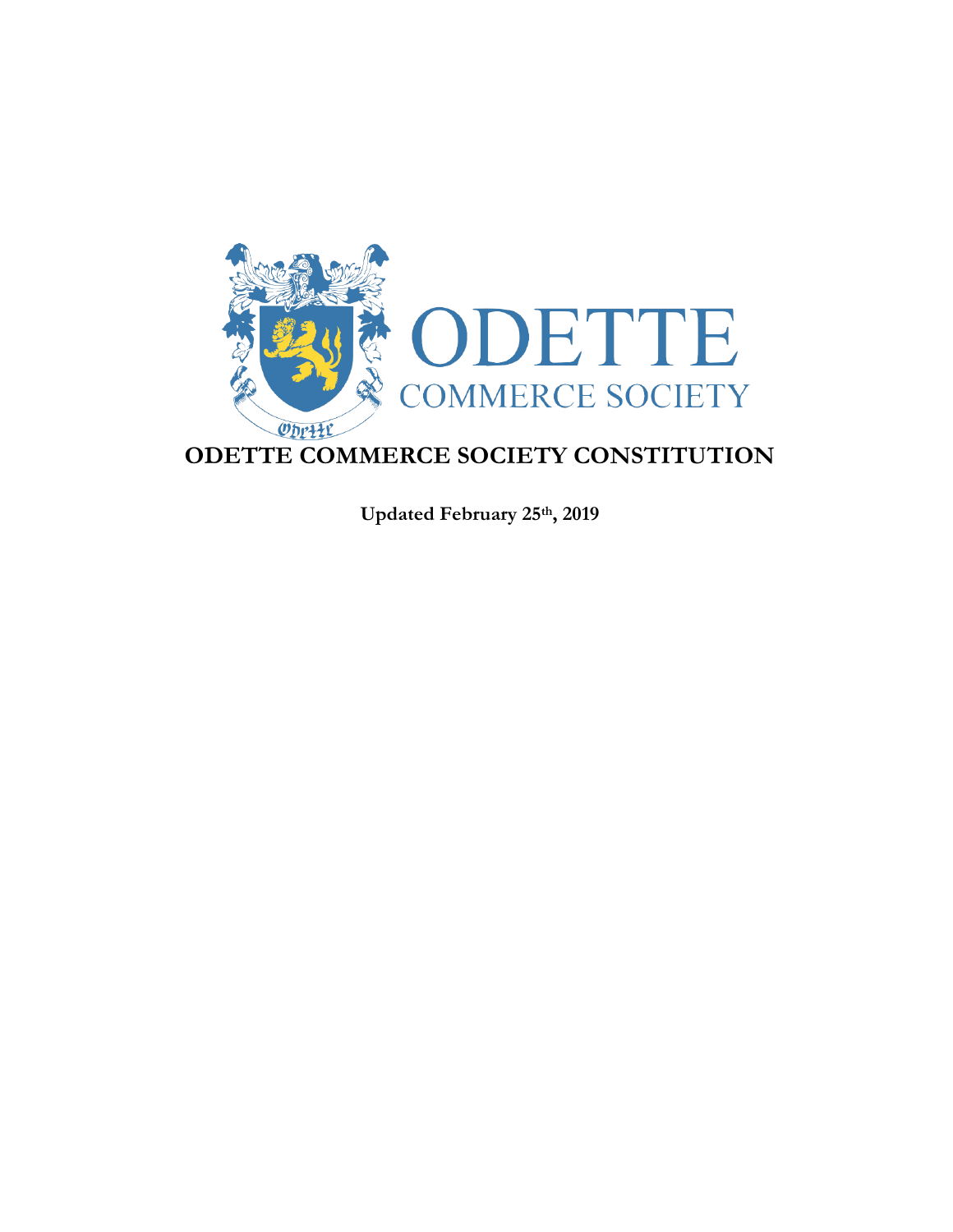ODETTE

COMMERCE SOCIETY

# ODETTE COMMERCE SOCIETY CONSTITUTION

**Updated February 25th, 2019**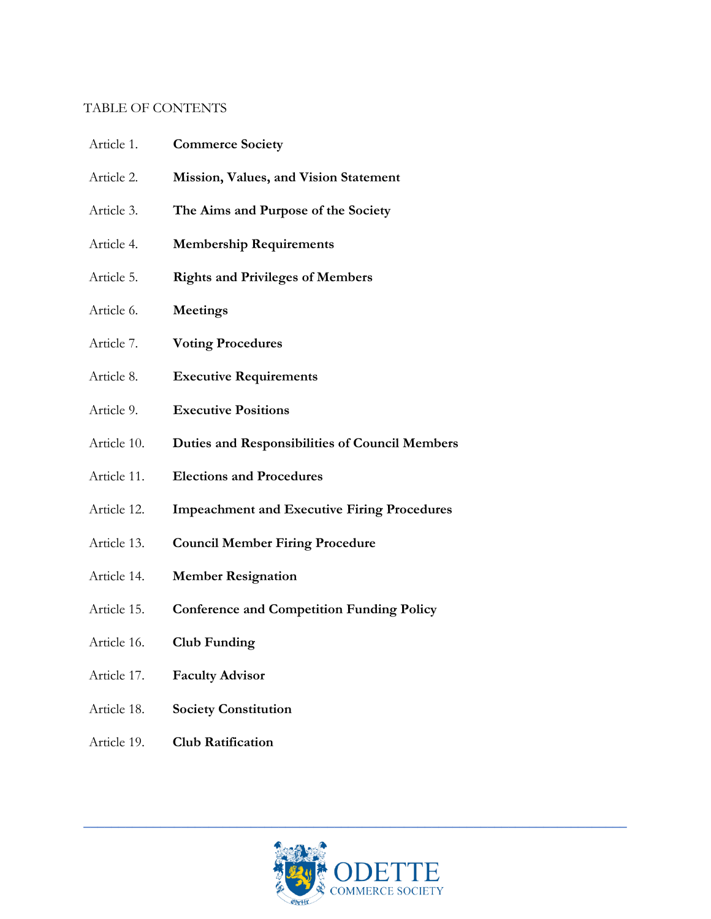TABLE OF CONTENTS

| | |
|---|---|
| Article 1. | **Commerce Society** |
| Article 2. | **Mission, Values, and Vision Statement** |
| Article 3. | **The Aims and Purpose of the Society** |
| Article 4. | **Membership Requirements** |
| Article 5. | **Rights and Privileges of Members** |
| Article 6. | **Meetings** |
| Article 7. | **Voting Procedures** |
| Article 8. | **Executive Requirements** |
| Article 9. | **Executive Positions** |
| Article 10. | **Duties and Responsibilities of Council Members** |
| Article 11. | **Elections and Procedures** |
| Article 12. | **Impeachment and Executive Firing Procedures** |
| Article 13. | **Council Member Firing Procedure** |
| Article 14. | **Member Resignation** |
| Article 15. | **Conference and Competition Funding Policy** |
| Article 16. | **Club Funding** |
| Article 17. | **Faculty Advisor** |
| Article 18. | **Society Constitution** |
| Article 19. | **Club Ratification** |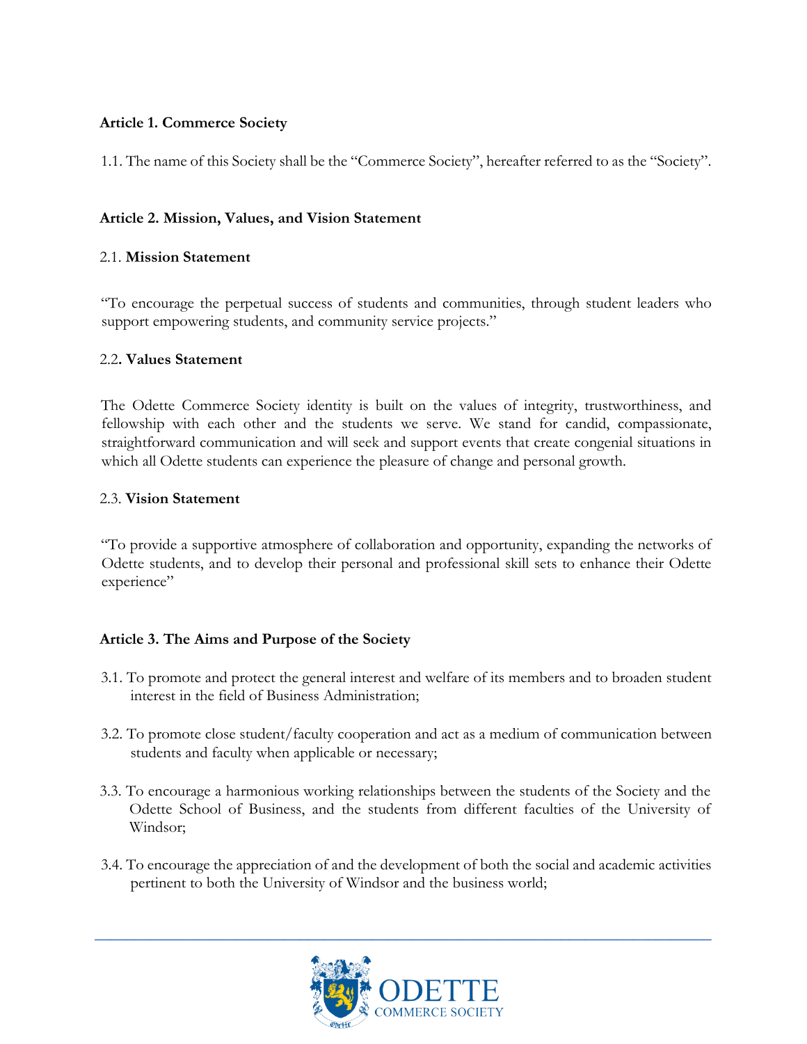## Article 1. Commerce Society

1.1. The name of this Society shall be the "Commerce Society", hereafter referred to as the "Society".

## Article 2. Mission, Values, and Vision Statement

### 2.1. **Mission Statement**

"To encourage the perpetual success of students and communities, through student leaders who support empowering students, and community service projects."

### 2.2. **Values Statement**

The Odette Commerce Society identity is built on the values of integrity, trustworthiness, and fellowship with each other and the students we serve. We stand for candid, compassionate, straightforward communication and will seek and support events that create congenial situations in which all Odette students can experience the pleasure of change and personal growth.

### 2.3. **Vision Statement**

"To provide a supportive atmosphere of collaboration and opportunity, expanding the networks of Odette students, and to develop their personal and professional skill sets to enhance their Odette experience"

## Article 3. The Aims and Purpose of the Society

3.1. To promote and protect the general interest and welfare of its members and to broaden student interest in the field of Business Administration;

3.2. To promote close student/faculty cooperation and act as a medium of communication between students and faculty when applicable or necessary;

3.3. To encourage a harmonious working relationships between the students of the Society and the Odette School of Business, and the students from different faculties of the University of Windsor;

3.4. To encourage the appreciation of and the development of both the social and academic activities pertinent to both the University of Windsor and the business world;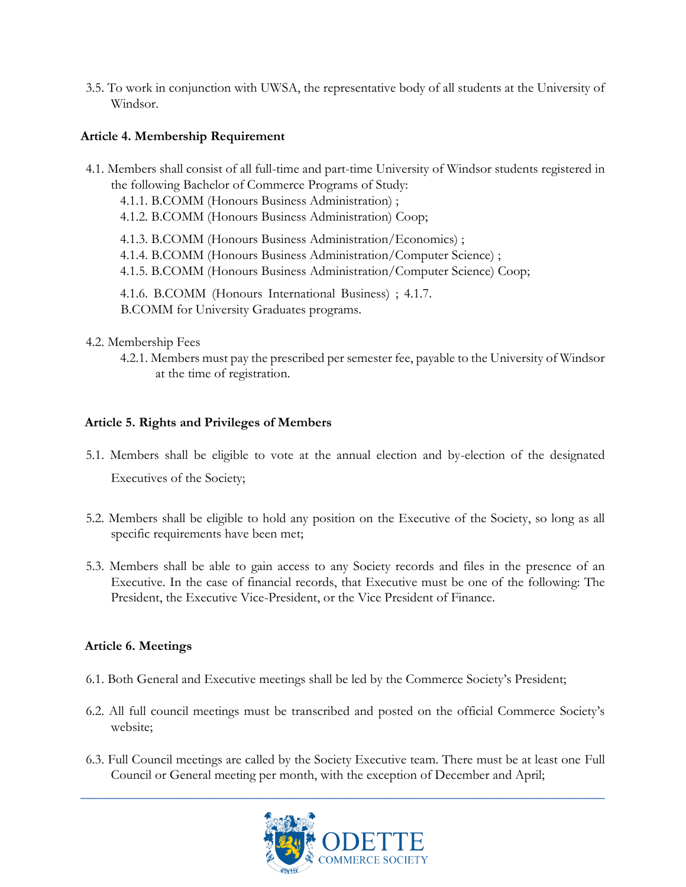3.5. To work in conjunction with UWSA, the representative body of all students at the University of Windsor.

**Article 4. Membership Requirement**

4.1. Members shall consist of all full-time and part-time University of Windsor students registered in the following Bachelor of Commerce Programs of Study:

4.1.1. B.COMM (Honours Business Administration) ;
4.1.2. B.COMM (Honours Business Administration) Coop;

4.1.3. B.COMM (Honours Business Administration/Economics) ;
4.1.4. B.COMM (Honours Business Administration/Computer Science) ;
4.1.5. B.COMM (Honours Business Administration/Computer Science) Coop;

4.1.6. B.COMM (Honours International Business) ; 4.1.7. B.COMM for University Graduates programs.

4.2. Membership Fees

4.2.1. Members must pay the prescribed per semester fee, payable to the University of Windsor at the time of registration.

**Article 5. Rights and Privileges of Members**

5.1. Members shall be eligible to vote at the annual election and by-election of the designated Executives of the Society;

5.2. Members shall be eligible to hold any position on the Executive of the Society, so long as all specific requirements have been met;

5.3. Members shall be able to gain access to any Society records and files in the presence of an Executive. In the case of financial records, that Executive must be one of the following: The President, the Executive Vice-President, or the Vice President of Finance.

**Article 6. Meetings**

6.1. Both General and Executive meetings shall be led by the Commerce Society's President;

6.2. All full council meetings must be transcribed and posted on the official Commerce Society's website;

6.3. Full Council meetings are called by the Society Executive team. There must be at least one Full Council or General meeting per month, with the exception of December and April;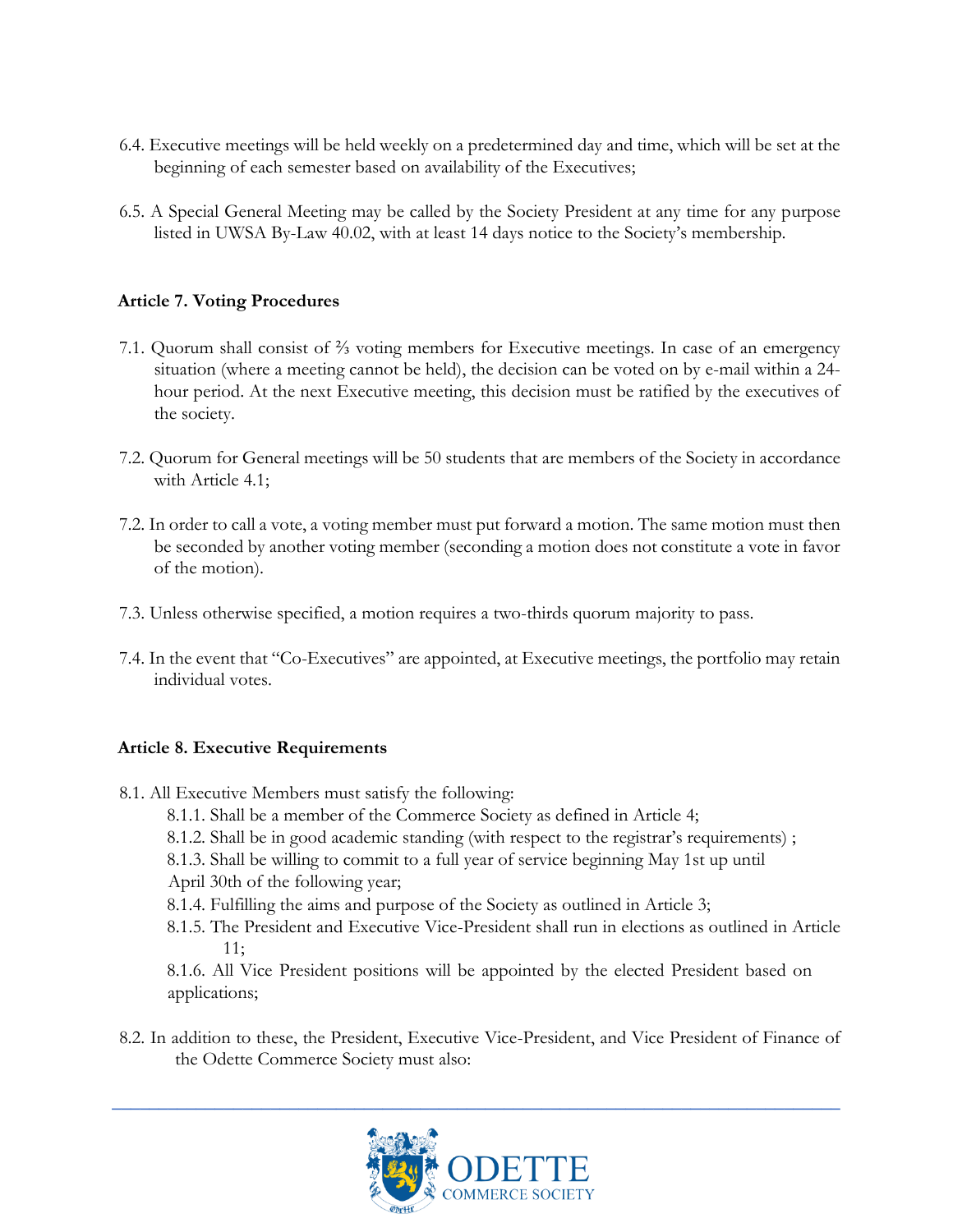6.4. Executive meetings will be held weekly on a predetermined day and time, which will be set at the beginning of each semester based on availability of the Executives;

6.5. A Special General Meeting may be called by the Society President at any time for any purpose listed in UWSA By-Law 40.02, with at least 14 days notice to the Society's membership.

**Article 7. Voting Procedures**

7.1. Quorum shall consist of ⅔ voting members for Executive meetings. In case of an emergency situation (where a meeting cannot be held), the decision can be voted on by e-mail within a 24-hour period. At the next Executive meeting, this decision must be ratified by the executives of the society.

7.2. Quorum for General meetings will be 50 students that are members of the Society in accordance with Article 4.1;

7.2. In order to call a vote, a voting member must put forward a motion. The same motion must then be seconded by another voting member (seconding a motion does not constitute a vote in favor of the motion).

7.3. Unless otherwise specified, a motion requires a two-thirds quorum majority to pass.

7.4. In the event that "Co-Executives" are appointed, at Executive meetings, the portfolio may retain individual votes.

**Article 8. Executive Requirements**

8.1. All Executive Members must satisfy the following:

8.1.1. Shall be a member of the Commerce Society as defined in Article 4;

8.1.2. Shall be in good academic standing (with respect to the registrar's requirements) ;

8.1.3. Shall be willing to commit to a full year of service beginning May 1st up until April 30th of the following year;

8.1.4. Fulfilling the aims and purpose of the Society as outlined in Article 3;

8.1.5. The President and Executive Vice-President shall run in elections as outlined in Article 11;

8.1.6. All Vice President positions will be appointed by the elected President based on applications;

8.2. In addition to these, the President, Executive Vice-President, and Vice President of Finance of the Odette Commerce Society must also: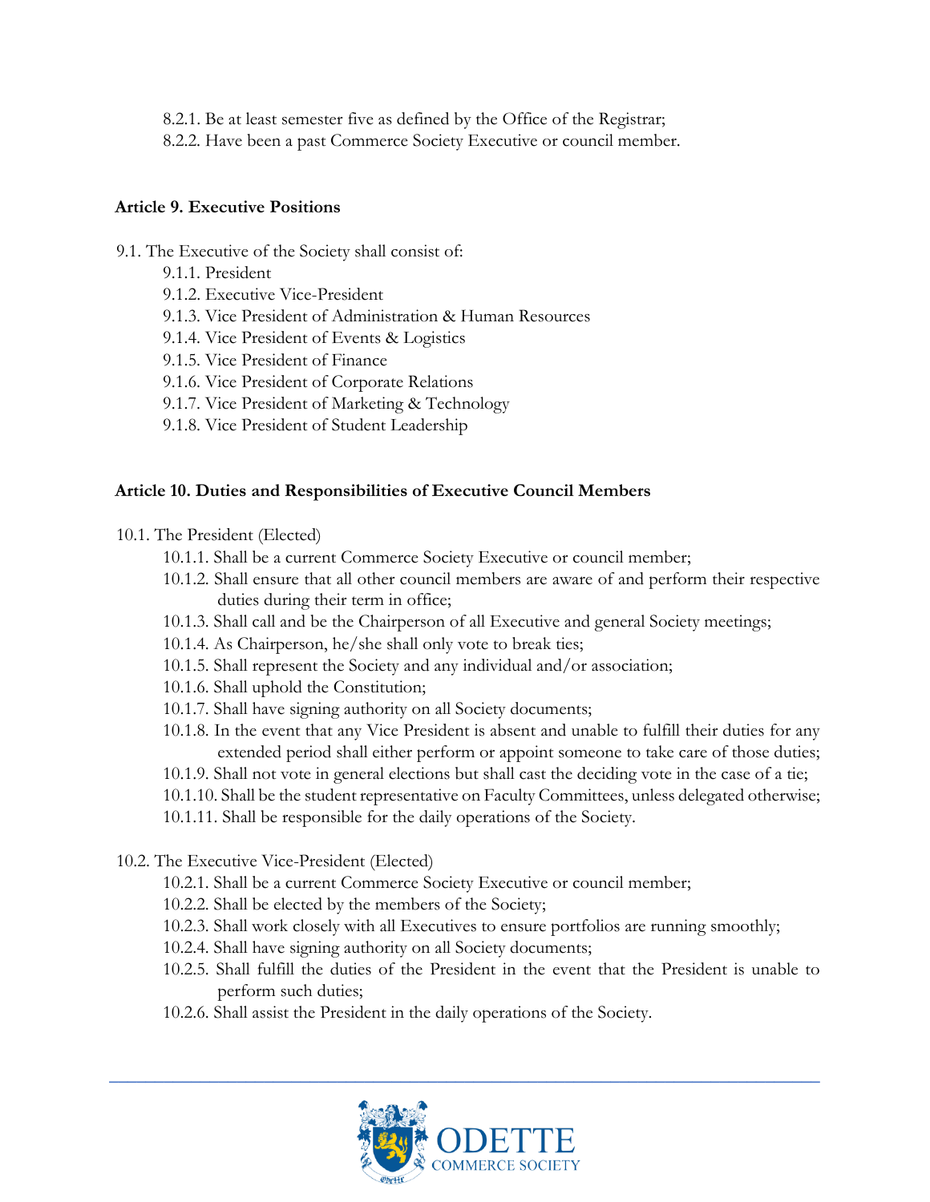8.2.1. Be at least semester five as defined by the Office of the Registrar;
8.2.2. Have been a past Commerce Society Executive or council member.

**Article 9. Executive Positions**

9.1. The Executive of the Society shall consist of:
- 9.1.1. President
- 9.1.2. Executive Vice-President
- 9.1.3. Vice President of Administration & Human Resources
- 9.1.4. Vice President of Events & Logistics
- 9.1.5. Vice President of Finance
- 9.1.6. Vice President of Corporate Relations
- 9.1.7. Vice President of Marketing & Technology
- 9.1.8. Vice President of Student Leadership

**Article 10. Duties and Responsibilities of Executive Council Members**

10.1. The President (Elected)
- 10.1.1. Shall be a current Commerce Society Executive or council member;
- 10.1.2. Shall ensure that all other council members are aware of and perform their respective duties during their term in office;
- 10.1.3. Shall call and be the Chairperson of all Executive and general Society meetings;
- 10.1.4. As Chairperson, he/she shall only vote to break ties;
- 10.1.5. Shall represent the Society and any individual and/or association;
- 10.1.6. Shall uphold the Constitution;
- 10.1.7. Shall have signing authority on all Society documents;
- 10.1.8. In the event that any Vice President is absent and unable to fulfill their duties for any extended period shall either perform or appoint someone to take care of those duties;
- 10.1.9. Shall not vote in general elections but shall cast the deciding vote in the case of a tie;
- 10.1.10. Shall be the student representative on Faculty Committees, unless delegated otherwise;
- 10.1.11. Shall be responsible for the daily operations of the Society.

10.2. The Executive Vice-President (Elected)
- 10.2.1. Shall be a current Commerce Society Executive or council member;
- 10.2.2. Shall be elected by the members of the Society;
- 10.2.3. Shall work closely with all Executives to ensure portfolios are running smoothly;
- 10.2.4. Shall have signing authority on all Society documents;
- 10.2.5. Shall fulfill the duties of the President in the event that the President is unable to perform such duties;
- 10.2.6. Shall assist the President in the daily operations of the Society.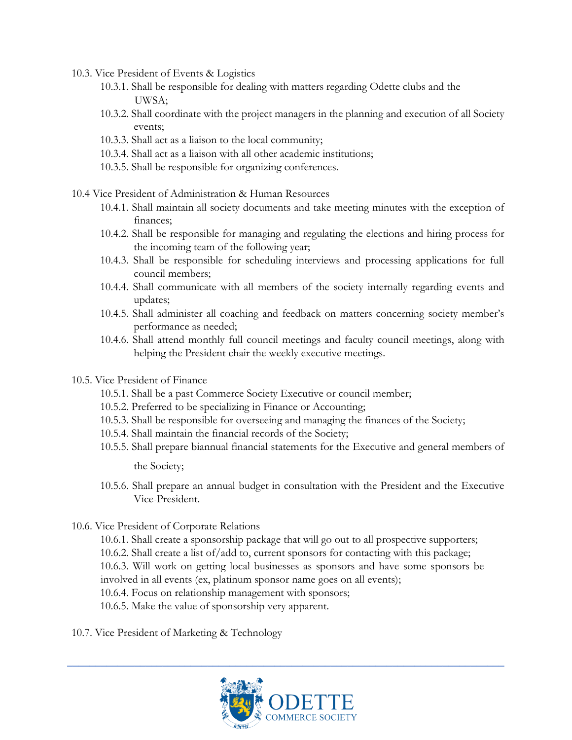10.3. Vice President of Events & Logistics

- 10.3.1. Shall be responsible for dealing with matters regarding Odette clubs and the UWSA;
- 10.3.2. Shall coordinate with the project managers in the planning and execution of all Society events;
- 10.3.3. Shall act as a liaison to the local community;
- 10.3.4. Shall act as a liaison with all other academic institutions;
- 10.3.5. Shall be responsible for organizing conferences.

10.4 Vice President of Administration & Human Resources

- 10.4.1. Shall maintain all society documents and take meeting minutes with the exception of finances;
- 10.4.2. Shall be responsible for managing and regulating the elections and hiring process for the incoming team of the following year;
- 10.4.3. Shall be responsible for scheduling interviews and processing applications for full council members;
- 10.4.4. Shall communicate with all members of the society internally regarding events and updates;
- 10.4.5. Shall administer all coaching and feedback on matters concerning society member's performance as needed;
- 10.4.6. Shall attend monthly full council meetings and faculty council meetings, along with helping the President chair the weekly executive meetings.

10.5. Vice President of Finance

- 10.5.1. Shall be a past Commerce Society Executive or council member;
- 10.5.2. Preferred to be specializing in Finance or Accounting;
- 10.5.3. Shall be responsible for overseeing and managing the finances of the Society;
- 10.5.4. Shall maintain the financial records of the Society;
- 10.5.5. Shall prepare biannual financial statements for the Executive and general members of the Society;
- 10.5.6. Shall prepare an annual budget in consultation with the President and the Executive Vice-President.

10.6. Vice President of Corporate Relations

- 10.6.1. Shall create a sponsorship package that will go out to all prospective supporters;
- 10.6.2. Shall create a list of/add to, current sponsors for contacting with this package;
- 10.6.3. Will work on getting local businesses as sponsors and have some sponsors be involved in all events (ex, platinum sponsor name goes on all events);
- 10.6.4. Focus on relationship management with sponsors;
- 10.6.5. Make the value of sponsorship very apparent.

10.7. Vice President of Marketing & Technology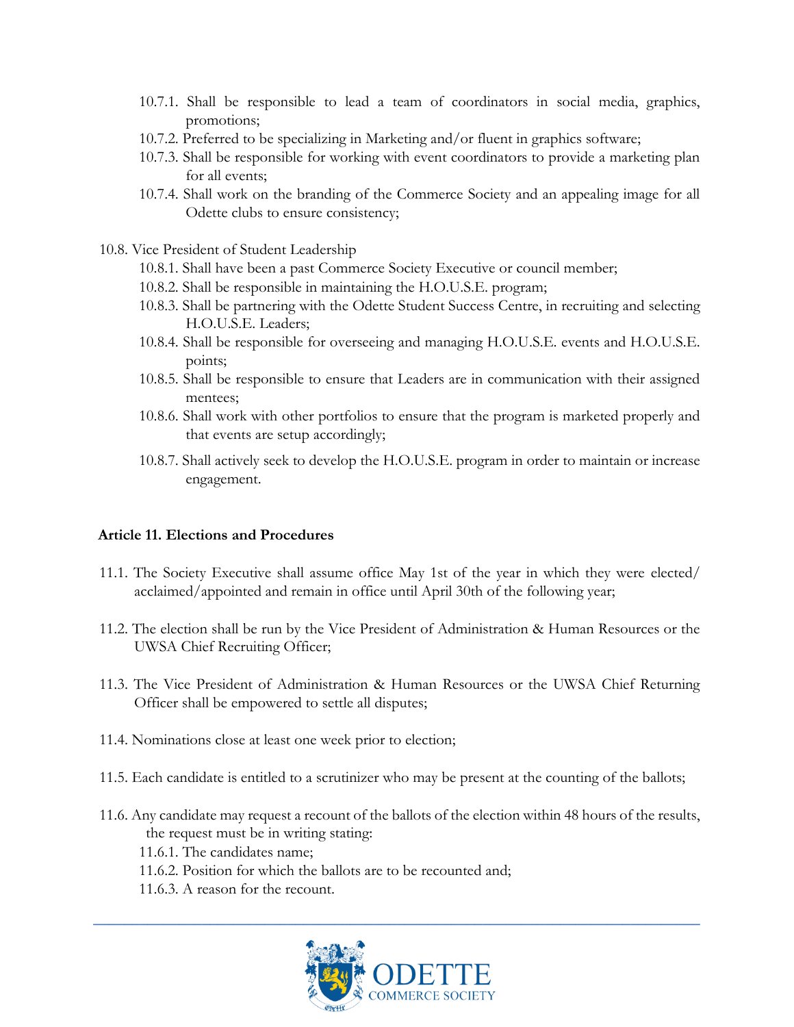10.7.1. Shall be responsible to lead a team of coordinators in social media, graphics, promotions;
10.7.2. Preferred to be specializing in Marketing and/or fluent in graphics software;
10.7.3. Shall be responsible for working with event coordinators to provide a marketing plan for all events;
10.7.4. Shall work on the branding of the Commerce Society and an appealing image for all Odette clubs to ensure consistency;

10.8. Vice President of Student Leadership
10.8.1. Shall have been a past Commerce Society Executive or council member;
10.8.2. Shall be responsible in maintaining the H.O.U.S.E. program;
10.8.3. Shall be partnering with the Odette Student Success Centre, in recruiting and selecting H.O.U.S.E. Leaders;
10.8.4. Shall be responsible for overseeing and managing H.O.U.S.E. events and H.O.U.S.E. points;
10.8.5. Shall be responsible to ensure that Leaders are in communication with their assigned mentees;
10.8.6. Shall work with other portfolios to ensure that the program is marketed properly and that events are setup accordingly;
10.8.7. Shall actively seek to develop the H.O.U.S.E. program in order to maintain or increase engagement.

**Article 11. Elections and Procedures**

11.1. The Society Executive shall assume office May 1st of the year in which they were elected/ acclaimed/appointed and remain in office until April 30th of the following year;

11.2. The election shall be run by the Vice President of Administration & Human Resources or the UWSA Chief Recruiting Officer;

11.3. The Vice President of Administration & Human Resources or the UWSA Chief Returning Officer shall be empowered to settle all disputes;

11.4. Nominations close at least one week prior to election;

11.5. Each candidate is entitled to a scrutinizer who may be present at the counting of the ballots;

11.6. Any candidate may request a recount of the ballots of the election within 48 hours of the results, the request must be in writing stating:
11.6.1. The candidates name;
11.6.2. Position for which the ballots are to be recounted and;
11.6.3. A reason for the recount.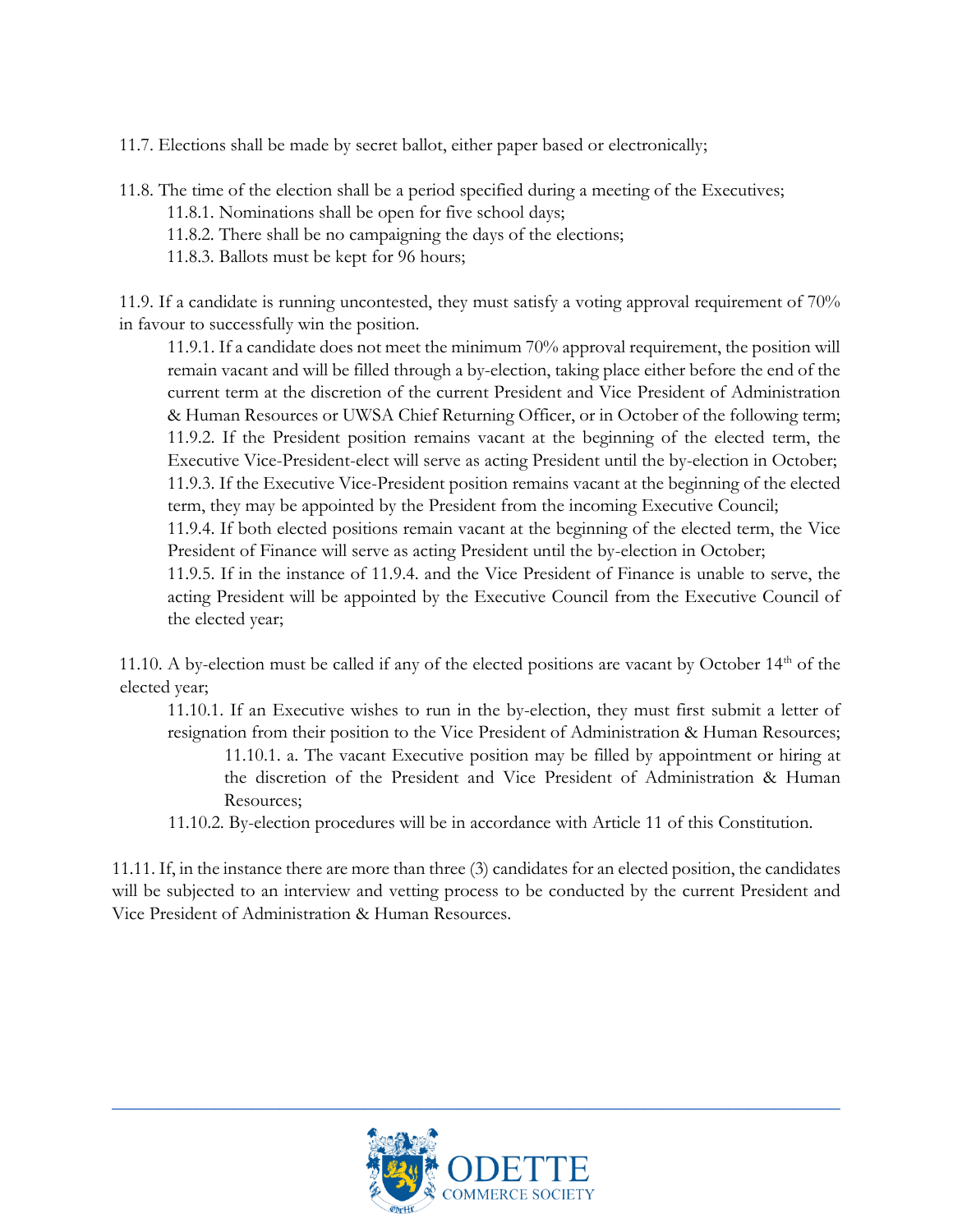11.7. Elections shall be made by secret ballot, either paper based or electronically;

11.8. The time of the election shall be a period specified during a meeting of the Executives;

11.8.1. Nominations shall be open for five school days;

11.8.2. There shall be no campaigning the days of the elections;

11.8.3. Ballots must be kept for 96 hours;

11.9. If a candidate is running uncontested, they must satisfy a voting approval requirement of 70% in favour to successfully win the position.

11.9.1. If a candidate does not meet the minimum 70% approval requirement, the position will remain vacant and will be filled through a by-election, taking place either before the end of the current term at the discretion of the current President and Vice President of Administration & Human Resources or UWSA Chief Returning Officer, or in October of the following term;

11.9.2. If the President position remains vacant at the beginning of the elected term, the Executive Vice-President-elect will serve as acting President until the by-election in October;

11.9.3. If the Executive Vice-President position remains vacant at the beginning of the elected term, they may be appointed by the President from the incoming Executive Council;

11.9.4. If both elected positions remain vacant at the beginning of the elected term, the Vice President of Finance will serve as acting President until the by-election in October;

11.9.5. If in the instance of 11.9.4. and the Vice President of Finance is unable to serve, the acting President will be appointed by the Executive Council from the Executive Council of the elected year;

11.10. A by-election must be called if any of the elected positions are vacant by October 14th of the elected year;

11.10.1. If an Executive wishes to run in the by-election, they must first submit a letter of resignation from their position to the Vice President of Administration & Human Resources;

11.10.1. a. The vacant Executive position may be filled by appointment or hiring at the discretion of the President and Vice President of Administration & Human Resources;

11.10.2. By-election procedures will be in accordance with Article 11 of this Constitution.

11.11. If, in the instance there are more than three (3) candidates for an elected position, the candidates will be subjected to an interview and vetting process to be conducted by the current President and Vice President of Administration & Human Resources.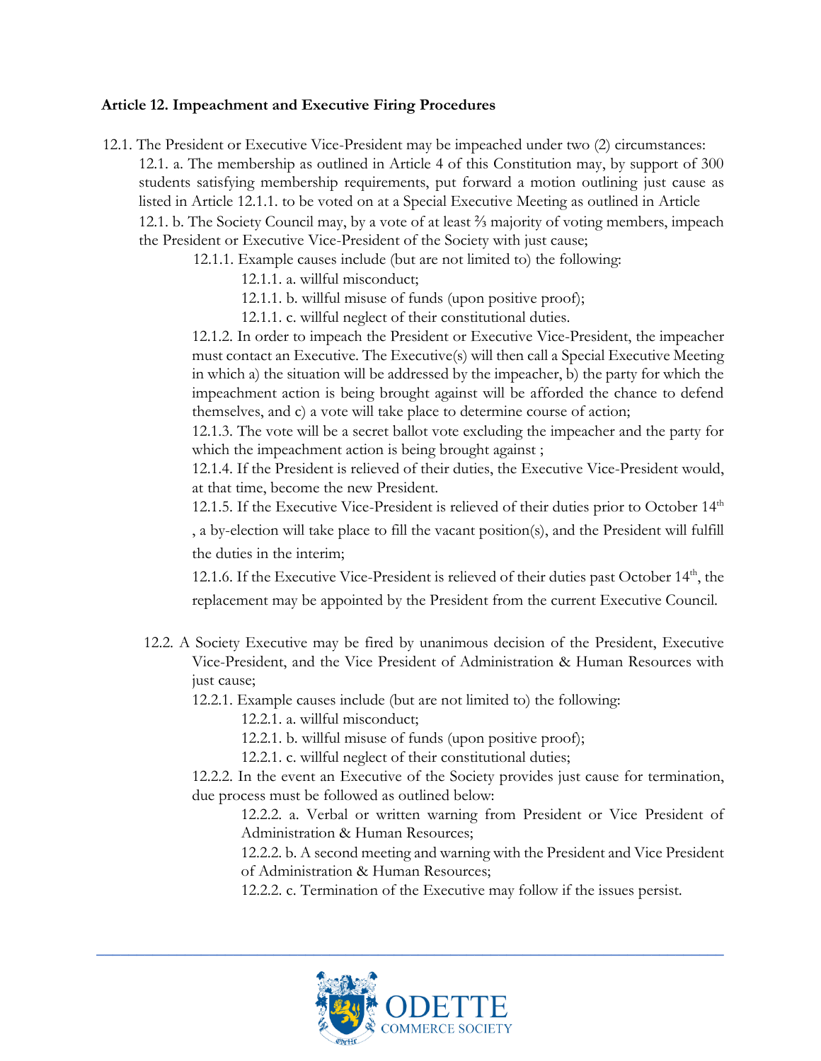**Article 12. Impeachment and Executive Firing Procedures**

12.1. The President or Executive Vice-President may be impeached under two (2) circumstances:

12.1. a. The membership as outlined in Article 4 of this Constitution may, by support of 300 students satisfying membership requirements, put forward a motion outlining just cause as listed in Article 12.1.1. to be voted on at a Special Executive Meeting as outlined in Article

12.1. b. The Society Council may, by a vote of at least ⅔ majority of voting members, impeach the President or Executive Vice-President of the Society with just cause;

12.1.1. Example causes include (but are not limited to) the following:

12.1.1. a. willful misconduct;

12.1.1. b. willful misuse of funds (upon positive proof);

12.1.1. c. willful neglect of their constitutional duties.

12.1.2. In order to impeach the President or Executive Vice-President, the impeacher must contact an Executive. The Executive(s) will then call a Special Executive Meeting in which a) the situation will be addressed by the impeacher, b) the party for which the impeachment action is being brought against will be afforded the chance to defend themselves, and c) a vote will take place to determine course of action;

12.1.3. The vote will be a secret ballot vote excluding the impeacher and the party for which the impeachment action is being brought against ;

12.1.4. If the President is relieved of their duties, the Executive Vice-President would, at that time, become the new President.

12.1.5. If the Executive Vice-President is relieved of their duties prior to October 14th , a by-election will take place to fill the vacant position(s), and the President will fulfill the duties in the interim;

12.1.6. If the Executive Vice-President is relieved of their duties past October 14th, the replacement may be appointed by the President from the current Executive Council.

12.2. A Society Executive may be fired by unanimous decision of the President, Executive Vice-President, and the Vice President of Administration & Human Resources with just cause;

12.2.1. Example causes include (but are not limited to) the following:

12.2.1. a. willful misconduct;

12.2.1. b. willful misuse of funds (upon positive proof);

12.2.1. c. willful neglect of their constitutional duties;

12.2.2. In the event an Executive of the Society provides just cause for termination, due process must be followed as outlined below:

12.2.2. a. Verbal or written warning from President or Vice President of Administration & Human Resources;

12.2.2. b. A second meeting and warning with the President and Vice President of Administration & Human Resources;

12.2.2. c. Termination of the Executive may follow if the issues persist.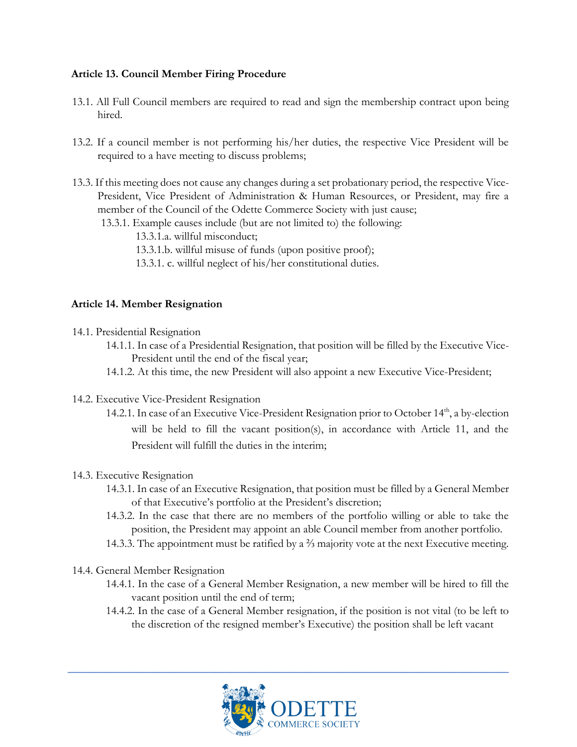### Article 13. Council Member Firing Procedure

13.1. All Full Council members are required to read and sign the membership contract upon being hired.

13.2. If a council member is not performing his/her duties, the respective Vice President will be required to a have meeting to discuss problems;

13.3. If this meeting does not cause any changes during a set probationary period, the respective Vice-President, Vice President of Administration & Human Resources, or President, may fire a member of the Council of the Odette Commerce Society with just cause;

- 13.3.1. Example causes include (but are not limited to) the following:
  - 13.3.1.a. willful misconduct;
  - 13.3.1.b. willful misuse of funds (upon positive proof);
  - 13.3.1. c. willful neglect of his/her constitutional duties.

### Article 14. Member Resignation

14.1. Presidential Resignation

- 14.1.1. In case of a Presidential Resignation, that position will be filled by the Executive Vice-President until the end of the fiscal year;
- 14.1.2. At this time, the new President will also appoint a new Executive Vice-President;

14.2. Executive Vice-President Resignation

- 14.2.1. In case of an Executive Vice-President Resignation prior to October 14th, a by-election will be held to fill the vacant position(s), in accordance with Article 11, and the President will fulfill the duties in the interim;

14.3. Executive Resignation

- 14.3.1. In case of an Executive Resignation, that position must be filled by a General Member of that Executive's portfolio at the President's discretion;
- 14.3.2. In the case that there are no members of the portfolio willing or able to take the position, the President may appoint an able Council member from another portfolio.
- 14.3.3. The appointment must be ratified by a ⅔ majority vote at the next Executive meeting.

14.4. General Member Resignation

- 14.4.1. In the case of a General Member Resignation, a new member will be hired to fill the vacant position until the end of term;
- 14.4.2. In the case of a General Member resignation, if the position is not vital (to be left to the discretion of the resigned member's Executive) the position shall be left vacant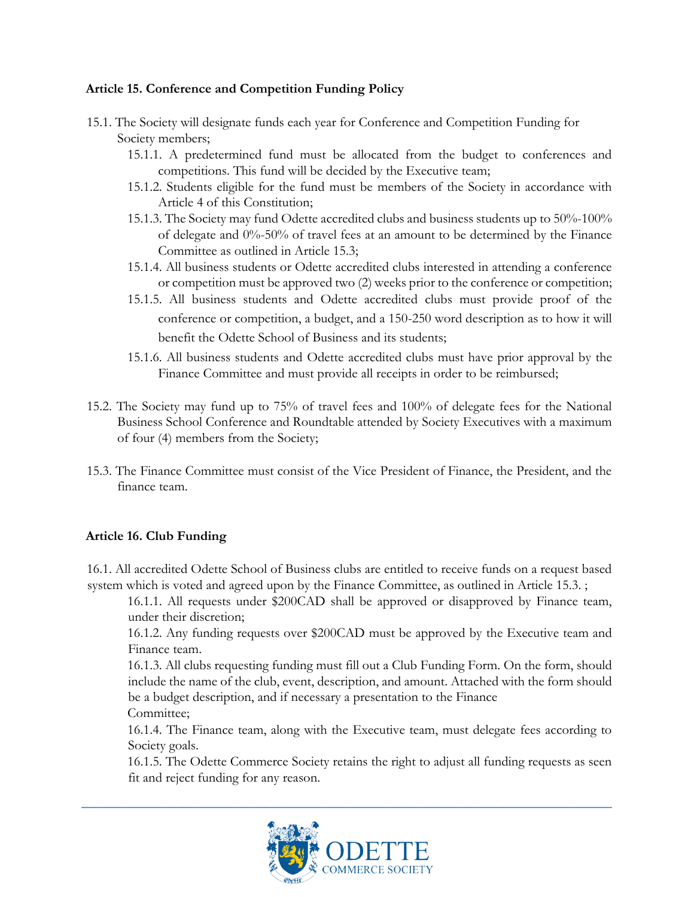**Article 15. Conference and Competition Funding Policy**

15.1. The Society will designate funds each year for Conference and Competition Funding for Society members;

- 15.1.1. A predetermined fund must be allocated from the budget to conferences and competitions. This fund will be decided by the Executive team;
- 15.1.2. Students eligible for the fund must be members of the Society in accordance with Article 4 of this Constitution;
- 15.1.3. The Society may fund Odette accredited clubs and business students up to 50%-100% of delegate and 0%-50% of travel fees at an amount to be determined by the Finance Committee as outlined in Article 15.3;
- 15.1.4. All business students or Odette accredited clubs interested in attending a conference or competition must be approved two (2) weeks prior to the conference or competition;
- 15.1.5. All business students and Odette accredited clubs must provide proof of the conference or competition, a budget, and a 150-250 word description as to how it will benefit the Odette School of Business and its students;
- 15.1.6. All business students and Odette accredited clubs must have prior approval by the Finance Committee and must provide all receipts in order to be reimbursed;

15.2. The Society may fund up to 75% of travel fees and 100% of delegate fees for the National Business School Conference and Roundtable attended by Society Executives with a maximum of four (4) members from the Society;

15.3. The Finance Committee must consist of the Vice President of Finance, the President, and the finance team.

**Article 16. Club Funding**

16.1. All accredited Odette School of Business clubs are entitled to receive funds on a request based system which is voted and agreed upon by the Finance Committee, as outlined in Article 15.3. ;

- 16.1.1. All requests under $200CAD shall be approved or disapproved by Finance team, under their discretion;
- 16.1.2. Any funding requests over $200CAD must be approved by the Executive team and Finance team.
- 16.1.3. All clubs requesting funding must fill out a Club Funding Form. On the form, should include the name of the club, event, description, and amount. Attached with the form should be a budget description, and if necessary a presentation to the Finance Committee;
- 16.1.4. The Finance team, along with the Executive team, must delegate fees according to Society goals.
- 16.1.5. The Odette Commerce Society retains the right to adjust all funding requests as seen fit and reject funding for any reason.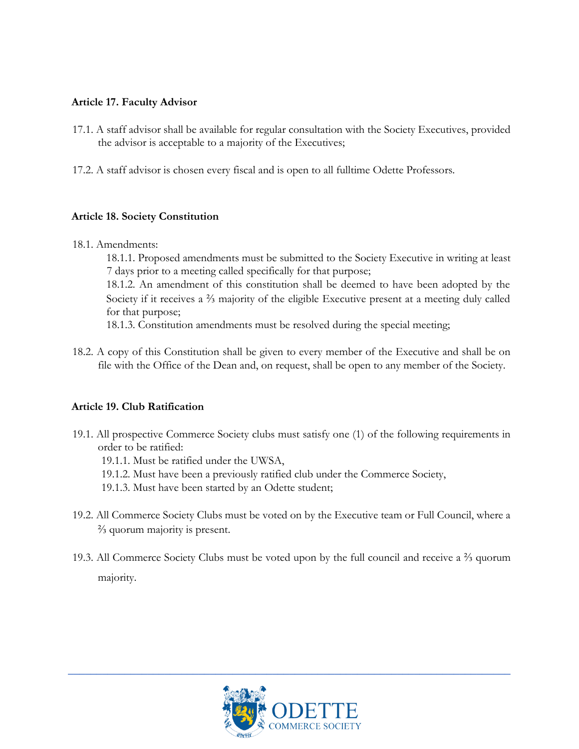### Article 17. Faculty Advisor

17.1. A staff advisor shall be available for regular consultation with the Society Executives, provided the advisor is acceptable to a majority of the Executives;

17.2. A staff advisor is chosen every fiscal and is open to all fulltime Odette Professors.

### Article 18. Society Constitution

18.1. Amendments:

18.1.1. Proposed amendments must be submitted to the Society Executive in writing at least 7 days prior to a meeting called specifically for that purpose;

18.1.2. An amendment of this constitution shall be deemed to have been adopted by the Society if it receives a ⅔ majority of the eligible Executive present at a meeting duly called for that purpose;

18.1.3. Constitution amendments must be resolved during the special meeting;

18.2. A copy of this Constitution shall be given to every member of the Executive and shall be on file with the Office of the Dean and, on request, shall be open to any member of the Society.

### Article 19. Club Ratification

19.1. All prospective Commerce Society clubs must satisfy one (1) of the following requirements in order to be ratified:

19.1.1. Must be ratified under the UWSA,

19.1.2. Must have been a previously ratified club under the Commerce Society,

19.1.3. Must have been started by an Odette student;

19.2. All Commerce Society Clubs must be voted on by the Executive team or Full Council, where a ⅔ quorum majority is present.

19.3. All Commerce Society Clubs must be voted upon by the full council and receive a ⅔ quorum majority.